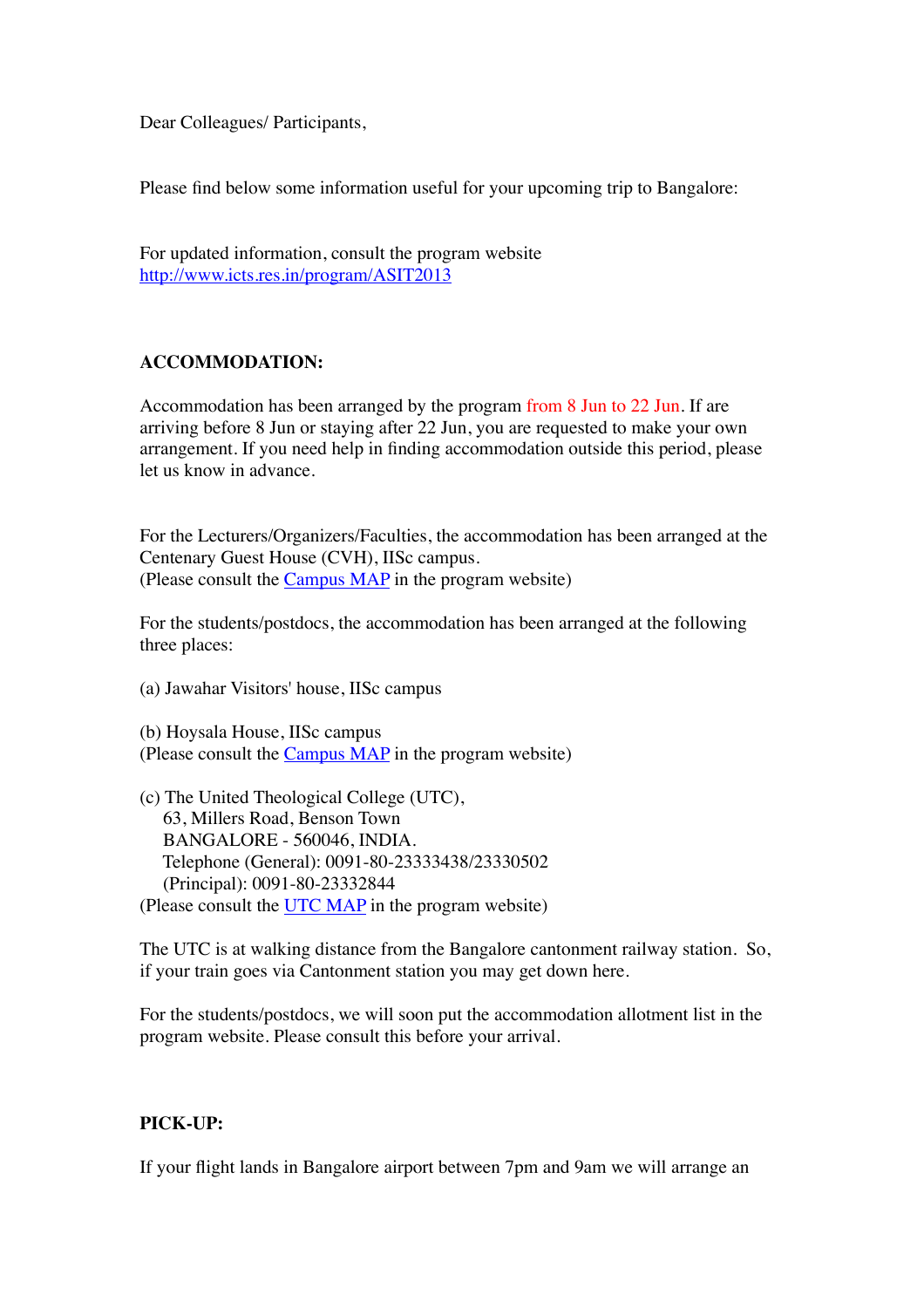Dear Colleagues/ Participants,

Please find below some information useful for your upcoming trip to Bangalore:

For updated information, consult the program website
http://www.icts.res.in/program/ASIT2013

**ACCOMMODATION:**

Accommodation has been arranged by the program from 8 Jun to 22 Jun. If are arriving before 8 Jun or staying after 22 Jun, you are requested to make your own arrangement. If you need help in finding accommodation outside this period, please let us know in advance.

For the Lecturers/Organizers/Faculties, the accommodation has been arranged at the Centenary Guest House (CVH), IISc campus.
(Please consult the Campus MAP in the program website)

For the students/postdocs, the accommodation has been arranged at the following three places:

(a) Jawahar Visitors' house, IISc campus

(b) Hoysala House, IISc campus
(Please consult the Campus MAP in the program website)

(c) The United Theological College (UTC),
63, Millers Road, Benson Town
BANGALORE - 560046, INDIA.
Telephone (General): 0091-80-23333438/23330502
(Principal): 0091-80-23332844
(Please consult the UTC MAP in the program website)

The UTC is at walking distance from the Bangalore cantonment railway station. So, if your train goes via Cantonment station you may get down here.

For the students/postdocs, we will soon put the accommodation allotment list in the program website. Please consult this before your arrival.

**PICK-UP:**

If your flight lands in Bangalore airport between 7pm and 9am we will arrange an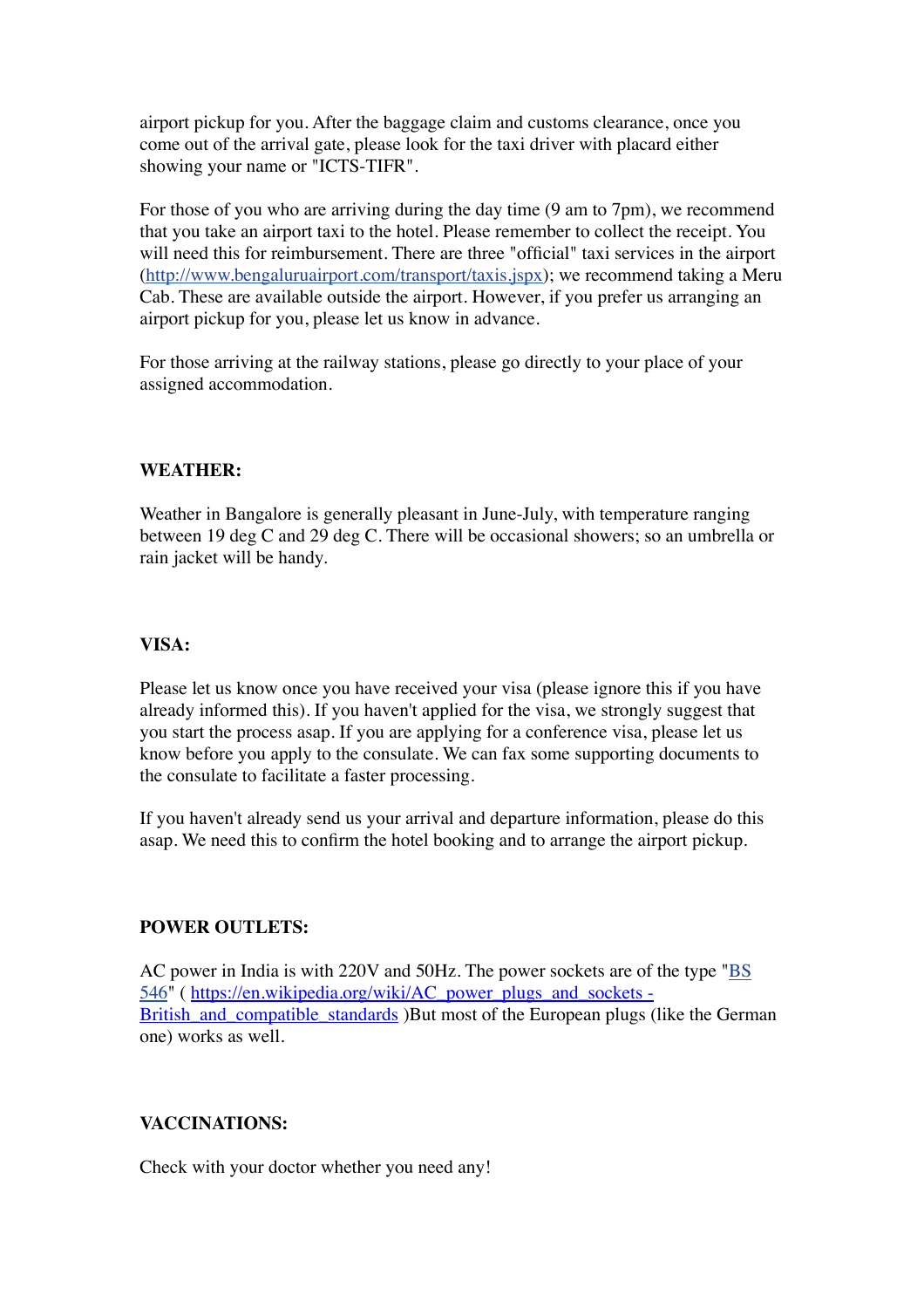airport pickup for you. After the baggage claim and customs clearance, once you come out of the arrival gate, please look for the taxi driver with placard either showing your name or "ICTS-TIFR".

For those of you who are arriving during the day time (9 am to 7pm), we recommend that you take an airport taxi to the hotel. Please remember to collect the receipt. You will need this for reimbursement. There are three "official" taxi services in the airport (http://www.bengaluruairport.com/transport/taxis.jspx); we recommend taking a Meru Cab. These are available outside the airport. However, if you prefer us arranging an airport pickup for you, please let us know in advance.

For those arriving at the railway stations, please go directly to your place of your assigned accommodation.

**WEATHER:**

Weather in Bangalore is generally pleasant in June-July, with temperature ranging between 19 deg C and 29 deg C. There will be occasional showers; so an umbrella or rain jacket will be handy.

**VISA:**

Please let us know once you have received your visa (please ignore this if you have already informed this). If you haven't applied for the visa, we strongly suggest that you start the process asap. If you are applying for a conference visa, please let us know before you apply to the consulate. We can fax some supporting documents to the consulate to facilitate a faster processing.

If you haven't already send us your arrival and departure information, please do this asap. We need this to confirm the hotel booking and to arrange the airport pickup.

**POWER OUTLETS:**

AC power in India is with 220V and 50Hz. The power sockets are of the type "BS 546" ( https://en.wikipedia.org/wiki/AC_power_plugs_and_sockets - British_and_compatible_standards )But most of the European plugs (like the German one) works as well.

**VACCINATIONS:**

Check with your doctor whether you need any!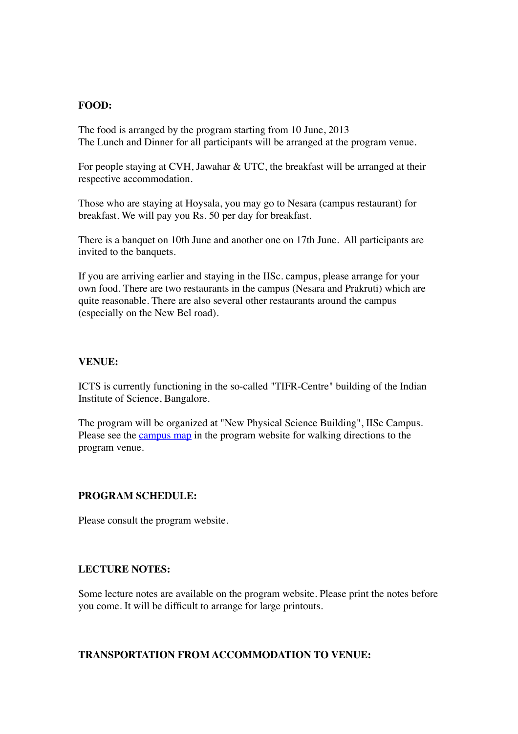**FOOD:**

The food is arranged by the program starting from 10 June, 2013
The Lunch and Dinner for all participants will be arranged at the program venue.

For people staying at CVH, Jawahar & UTC, the breakfast will be arranged at their respective accommodation.

Those who are staying at Hoysala, you may go to Nesara (campus restaurant) for breakfast. We will pay you Rs. 50 per day for breakfast.

There is a banquet on 10th June and another one on 17th June. All participants are invited to the banquets.

If you are arriving earlier and staying in the IISc. campus, please arrange for your own food. There are two restaurants in the campus (Nesara and Prakruti) which are quite reasonable. There are also several other restaurants around the campus (especially on the New Bel road).

**VENUE:**

ICTS is currently functioning in the so-called "TIFR-Centre" building of the Indian Institute of Science, Bangalore.

The program will be organized at "New Physical Science Building", IISc Campus. Please see the campus map in the program website for walking directions to the program venue.

**PROGRAM SCHEDULE:**

Please consult the program website.

**LECTURE NOTES:**

Some lecture notes are available on the program website. Please print the notes before you come. It will be difficult to arrange for large printouts.

**TRANSPORTATION FROM ACCOMMODATION TO VENUE:**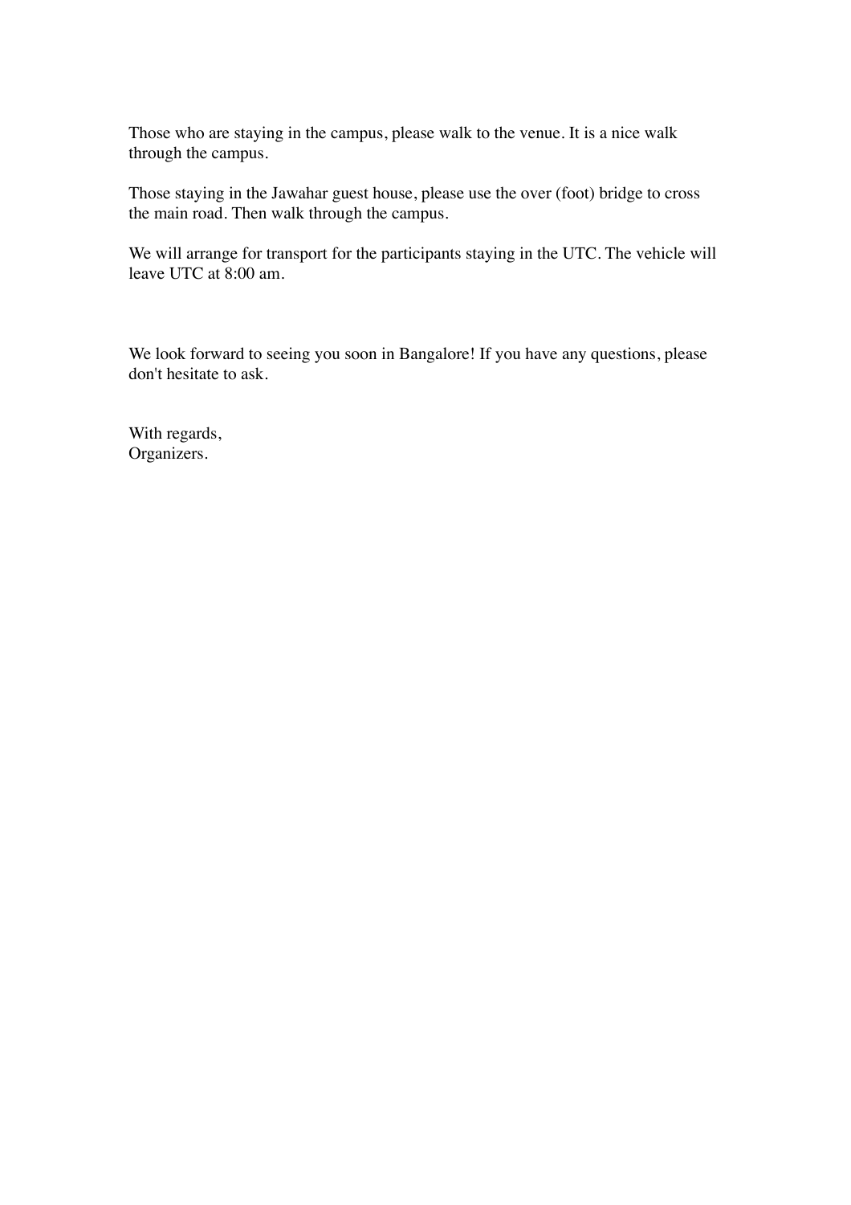Those who are staying in the campus, please walk to the venue. It is a nice walk through the campus.

Those staying in the Jawahar guest house, please use the over (foot) bridge to cross the main road. Then walk through the campus.

We will arrange for transport for the participants staying in the UTC. The vehicle will leave UTC at 8:00 am.

We look forward to seeing you soon in Bangalore! If you have any questions, please don't hesitate to ask.

With regards,  
Organizers.